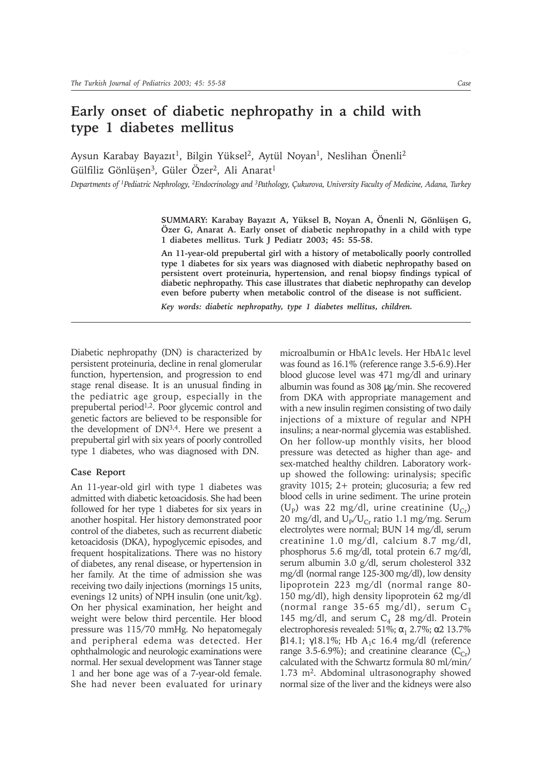# Early onset of diabetic nephropathy in a child with type 1 diabetes mellitus

Aysun Karabay Bayazıt[1], Bilgin Yüksel[2], Aytül Noyan[1], Neslihan Önenli[2] Gülfiliz Gönlüşen[3], Güler Özer[2], Ali Anarat[1]

*Departments of [1]Pediatric Nephrology, [2]Endocrinology and [3]Pathology, Çukurova, University Faculty of Medicine, Adana, Turkey*

**SUMMARY: Karabay Bayazıt A, Yüksel B, Noyan A, Önenli N, Gönlüşen G, Özer G, Anarat A. Early onset of diabetic nephropathy in a child with type 1 diabetes mellitus. Turk J Pediatr 2003; 45: 55-58.**

**An 11-year-old prepubertal girl with a history of metabolically poorly controlled type 1 diabetes for six years was diagnosed with diabetic nephropathy based on persistent overt proteinuria, hypertension, and renal biopsy findings typical of diabetic nephropathy. This case illustrates that diabetic nephropathy can develop even before puberty when metabolic control of the disease is not sufficient.**

***Key words: diabetic nephropathy, type 1 diabetes mellitus, children.***

Diabetic nephropathy (DN) is characterized by persistent proteinuria, decline in renal glomerular function, hypertension, and progression to end stage renal disease. It is an unusual finding in the pediatric age group, especially in the prepubertal period[1,2]. Poor glycemic control and genetic factors are believed to be responsible for the development of DN[3,4]. Here we present a prepubertal girl with six years of poorly controlled type 1 diabetes, who was diagnosed with DN.

## Case Report

An 11-year-old girl with type 1 diabetes was admitted with diabetic ketoacidosis. She had been followed for her type 1 diabetes for six years in another hospital. Her history demonstrated poor control of the diabetes, such as recurrent diabetic ketoacidosis (DKA), hypoglycemic episodes, and frequent hospitalizations. There was no history of diabetes, any renal disease, or hypertension in her family. At the time of admission she was receiving two daily injections (mornings 15 units, evenings 12 units) of NPH insulin (one unit/kg). On her physical examination, her height and weight were below third percentile. Her blood pressure was 115/70 mmHg. No hepatomegaly and peripheral edema was detected. Her ophthalmologic and neurologic examinations were normal. Her sexual development was Tanner stage 1 and her bone age was of a 7-year-old female. She had never been evaluated for urinary microalbumin or HbA1c levels. Her HbA1c level was found as 16.1% (reference range 3.5-6.9).Her blood glucose level was 471 mg/dl and urinary albumin was found as 308 μg/min. She recovered from DKA with appropriate management and with a new insulin regimen consisting of two daily injections of a mixture of regular and NPH insulins; a near-normal glycemia was established. On her follow-up monthly visits, her blood pressure was detected as higher than age- and sex-matched healthy children. Laboratory work-up showed the following: urinalysis; specific gravity 1015; 2+ protein; glucosuria; a few red blood cells in urine sediment. The urine protein ($U_P$) was 22 mg/dl, urine creatinine ($U_{Cr}$) 20 mg/dl, and $U_P/U_{Cr}$ ratio 1.1 mg/mg. Serum electrolytes were normal; BUN 14 mg/dl, serum creatinine 1.0 mg/dl, calcium 8.7 mg/dl, phosphorus 5.6 mg/dl, total protein 6.7 mg/dl, serum albumin 3.0 g/dl, serum cholesterol 332 mg/dl (normal range 125-300 mg/dl), low density lipoprotein 223 mg/dl (normal range 80-150 mg/dl), high density lipoprotein 62 mg/dl (normal range 35-65 mg/dl), serum $C_3$ 145 mg/dl, and serum $C_4$ 28 mg/dl. Protein electrophoresis revealed: 51%; $\alpha_1$ 2.7%; $\alpha 2$ 13.7% $\beta$14.1; $\gamma$18.1%; Hb $A_1c$ 16.4 mg/dl (reference range 3.5-6.9%); and creatinine clearance ($C_{Cr}$) calculated with the Schwartz formula 80 ml/min/ 1.73 $m^2$. Abdominal ultrasonography showed normal size of the liver and the kidneys were also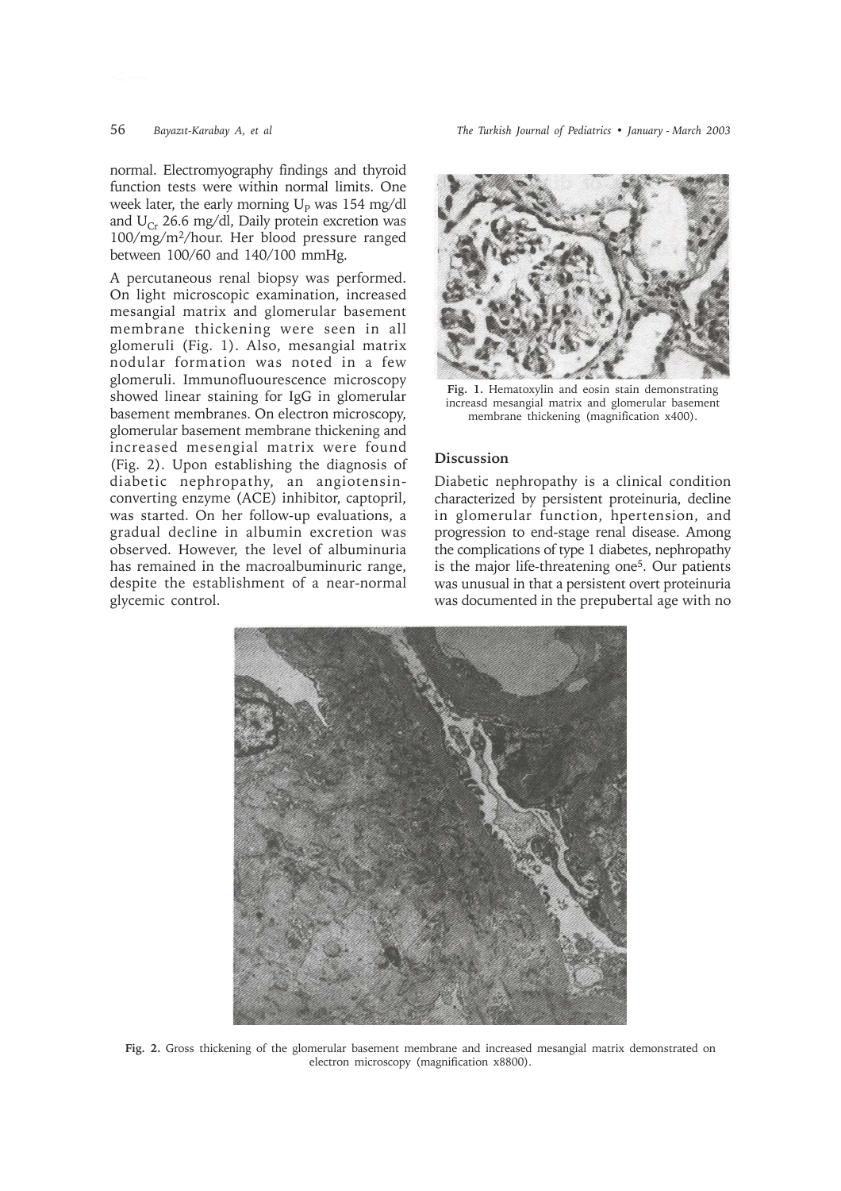normal. Electromyography findings and thyroid function tests were within normal limits. One week later, the early morning $U_P$ was 154 mg/dl and $U_{Cr}$ 26.6 mg/dl, Daily protein excretion was 100/mg/m$^2$/hour. Her blood pressure ranged between 100/60 and 140/100 mmHg.

A percutaneous renal biopsy was performed. On light microscopic examination, increased mesangial matrix and glomerular basement membrane thickening were seen in all glomeruli (Fig. 1). Also, mesangial matrix nodular formation was noted in a few glomeruli. Immunofluourescence microscopy showed linear staining for IgG in glomerular basement membranes. On electron microscopy, glomerular basement membrane thickening and increased mesangial matrix were found (Fig. 2). Upon establishing the diagnosis of diabetic nephropathy, an angiotensin-converting enzyme (ACE) inhibitor, captopril, was started. On her follow-up evaluations, a gradual decline in albumin excretion was observed. However, the level of albuminuria has remained in the macroalbuminuric range, despite the establishment of a near-normal glycemic control.

**Fig. 1.** Hematoxylin and eosin stain demonstrating increasd mesangial matrix and glomerular basement membrane thickening (magnification x400).

## Discussion

Diabetic nephropathy is a clinical condition characterized by persistent proteinuria, decline in glomerular function, hpertension, and progression to end-stage renal disease. Among the complications of type 1 diabetes, nephropathy is the major life-threatening one[5]. Our patients was unusual in that a persistent overt proteinuria was documented in the prepubertal age with no

**Fig. 2.** Gross thickening of the glomerular basement membrane and increased mesangial matrix demonstrated on electron microscopy (magnification x8800).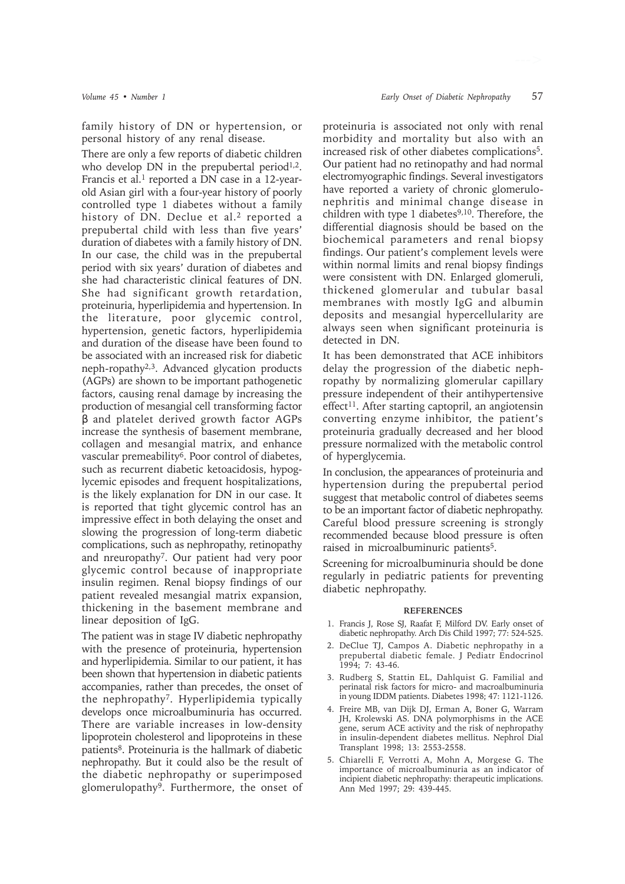family history of DN or hypertension, or personal history of any renal disease.

There are only a few reports of diabetic children who develop DN in the prepubertal period[1,2]. Francis et al.[1] reported a DN case in a 12-year-old Asian girl with a four-year history of poorly controlled type 1 diabetes without a family history of DN. Declue et al.[2] reported a prepubertal child with less than five years' duration of diabetes with a family history of DN. In our case, the child was in the prepubertal period with six years' duration of diabetes and she had characteristic clinical features of DN. She had significant growth retardation, proteinuria, hyperlipidemia and hypertension. In the literature, poor glycemic control, hypertension, genetic factors, hyperlipidemia and duration of the disease have been found to be associated with an increased risk for diabetic neph-ropathy[2,3]. Advanced glycation products (AGPs) are shown to be important pathogenetic factors, causing renal damage by increasing the production of mesangial cell transforming factor β and platelet derived growth factor AGPs increase the synthesis of basement membrane, collagen and mesangial matrix, and enhance vascular premeability[6]. Poor control of diabetes, such as recurrent diabetic ketoacidosis, hypoglycemic episodes and frequent hospitalizations, is the likely explanation for DN in our case. It is reported that tight glycemic control has an impressive effect in both delaying the onset and slowing the progression of long-term diabetic complications, such as nephropathy, retinopathy and nreuropathy[7]. Our patient had very poor glycemic control because of inappropriate insulin regimen. Renal biopsy findings of our patient revealed mesangial matrix expansion, thickening in the basement membrane and linear deposition of IgG.

The patient was in stage IV diabetic nephropathy with the presence of proteinuria, hypertension and hyperlipidemia. Similar to our patient, it has been shown that hypertension in diabetic patients accompanies, rather than precedes, the onset of the nephropathy[7]. Hyperlipidemia typically develops once microalbuminuria has occurred. There are variable increases in low-density lipoprotein cholesterol and lipoproteins in these patients[8]. Proteinuria is the hallmark of diabetic nephropathy. But it could also be the result of the diabetic nephropathy or superimposed glomerulopathy[9]. Furthermore, the onset of proteinuria is associated not only with renal morbidity and mortality but also with an increased risk of other diabetes complications[5]. Our patient had no retinopathy and had normal electromyographic findings. Several investigators have reported a variety of chronic glomerulonephritis and minimal change disease in children with type 1 diabetes[9,10]. Therefore, the differential diagnosis should be based on the biochemical parameters and renal biopsy findings. Our patient's complement levels were within normal limits and renal biopsy findings were consistent with DN. Enlarged glomeruli, thickened glomerular and tubular basal membranes with mostly IgG and albumin deposits and mesangial hypercellularity are always seen when significant proteinuria is detected in DN.

It has been demonstrated that ACE inhibitors delay the progression of the diabetic nephropathy by normalizing glomerular capillary pressure independent of their antihypertensive effect[11]. After starting captopril, an angiotensin converting enzyme inhibitor, the patient's proteinuria gradually decreased and her blood pressure normalized with the metabolic control of hyperglycemia.

In conclusion, the appearances of proteinuria and hypertension during the prepubertal period suggest that metabolic control of diabetes seems to be an important factor of diabetic nephropathy. Careful blood pressure screening is strongly recommended because blood pressure is often raised in microalbuminuric patients[5].

Screening for microalbuminuria should be done regularly in pediatric patients for preventing diabetic nephropathy.

## REFERENCES

1. Francis J, Rose SJ, Raafat F, Milford DV. Early onset of diabetic nephropathy. Arch Dis Child 1997; 77: 524-525.
2. DeClue TJ, Campos A. Diabetic nephropathy in a prepubertal diabetic female. J Pediatr Endocrinol 1994; 7: 43-46.
3. Rudberg S, Stattin EL, Dahlquist G. Familial and perinatal risk factors for micro- and macroalbuminuria in young IDDM patients. Diabetes 1998; 47: 1121-1126.
4. Freire MB, van Dijk DJ, Erman A, Boner G, Warram JH, Krolewski AS. DNA polymorphisms in the ACE gene, serum ACE activity and the risk of nephropathy in insulin-dependent diabetes mellitus. Nephrol Dial Transplant 1998; 13: 2553-2558.
5. Chiarelli F, Verrotti A, Mohn A, Morgese G. The importance of microalbuminuria as an indicator of incipient diabetic nephropathy: therapeutic implications. Ann Med 1997; 29: 439-445.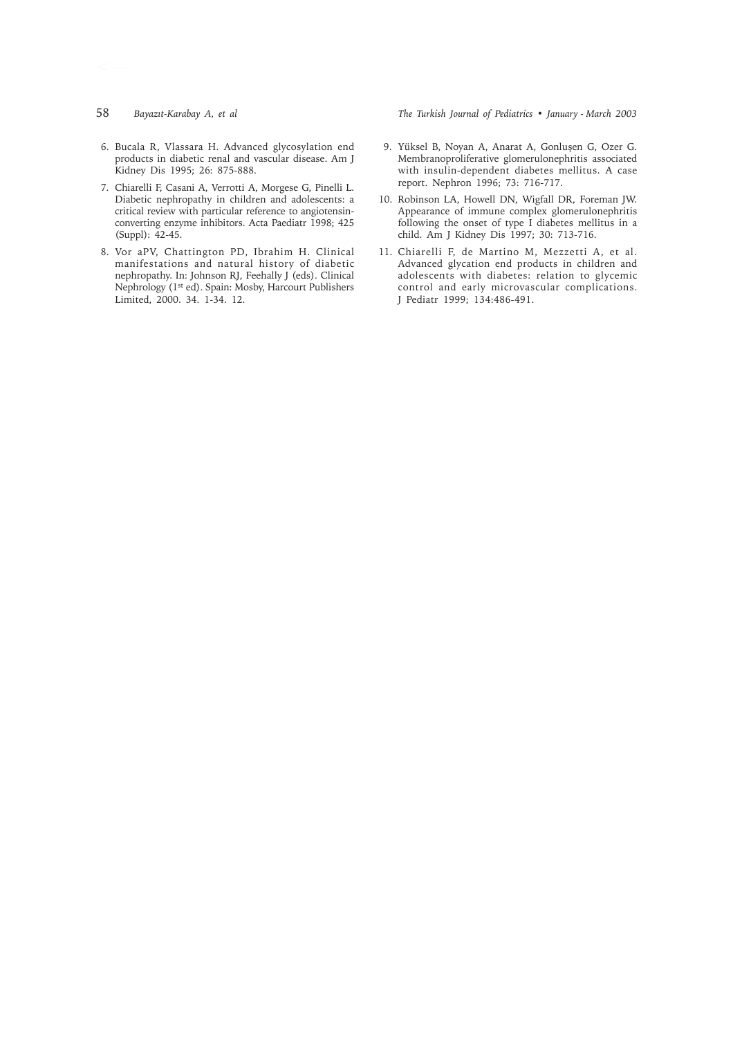6. Bucala R, Vlassara H. Advanced glycosylation end products in diabetic renal and vascular disease. Am J Kidney Dis 1995; 26: 875-888.
7. Chiarelli F, Casani A, Verrotti A, Morgese G, Pinelli L. Diabetic nephropathy in children and adolescents: a critical review with particular reference to angiotensin-converting enzyme inhibitors. Acta Paediatr 1998; 425 (Suppl): 42-45.
8. Vor aPV, Chattington PD, Ibrahim H. Clinical manifestations and natural history of diabetic nephropathy. In: Johnson RJ, Feehally J (eds). Clinical Nephrology (1st ed). Spain: Mosby, Harcourt Publishers Limited, 2000. 34. 1-34. 12.
9. Yüksel B, Noyan A, Anarat A, Gonluşen G, Ozer G. Membranoproliferative glomerulonephritis associated with insulin-dependent diabetes mellitus. A case report. Nephron 1996; 73: 716-717.
10. Robinson LA, Howell DN, Wigfall DR, Foreman JW. Appearance of immune complex glomerulonephritis following the onset of type I diabetes mellitus in a child. Am J Kidney Dis 1997; 30: 713-716.
11. Chiarelli F, de Martino M, Mezzetti A, et al. Advanced glycation end products in children and adolescents with diabetes: relation to glycemic control and early microvascular complications. J Pediatr 1999; 134:486-491.